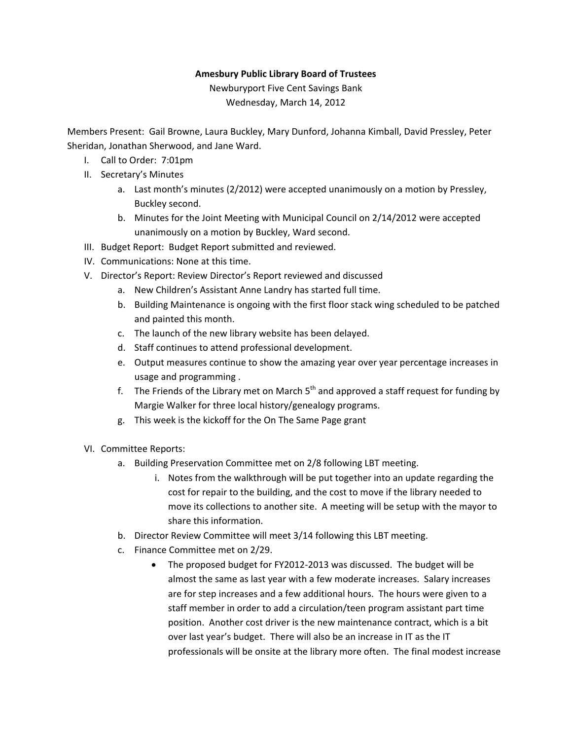**Amesbury Public Library Board of Trustees**

Newburyport Five Cent Savings Bank

Wednesday, March 14, 2012

Members Present: Gail Browne, Laura Buckley, Mary Dunford, Johanna Kimball, David Pressley, Peter Sheridan, Jonathan Sherwood, and Jane Ward.

I. Call to Order: 7:01pm
II. Secretary's Minutes
    a. Last month's minutes (2/2012) were accepted unanimously on a motion by Pressley, Buckley second.
    b. Minutes for the Joint Meeting with Municipal Council on 2/14/2012 were accepted unanimously on a motion by Buckley, Ward second.
III. Budget Report: Budget Report submitted and reviewed.
IV. Communications: None at this time.
V. Director's Report: Review Director's Report reviewed and discussed
    a. New Children's Assistant Anne Landry has started full time.
    b. Building Maintenance is ongoing with the first floor stack wing scheduled to be patched and painted this month.
    c. The launch of the new library website has been delayed.
    d. Staff continues to attend professional development.
    e. Output measures continue to show the amazing year over year percentage increases in usage and programming .
    f. The Friends of the Library met on March 5th and approved a staff request for funding by Margie Walker for three local history/genealogy programs.
    g. This week is the kickoff for the On The Same Page grant
VI. Committee Reports:
    a. Building Preservation Committee met on 2/8 following LBT meeting.
        i. Notes from the walkthrough will be put together into an update regarding the cost for repair to the building, and the cost to move if the library needed to move its collections to another site. A meeting will be setup with the mayor to share this information.
    b. Director Review Committee will meet 3/14 following this LBT meeting.
    c. Finance Committee met on 2/29.
        - The proposed budget for FY2012-2013 was discussed. The budget will be almost the same as last year with a few moderate increases. Salary increases are for step increases and a few additional hours. The hours were given to a staff member in order to add a circulation/teen program assistant part time position. Another cost driver is the new maintenance contract, which is a bit over last year's budget. There will also be an increase in IT as the IT professionals will be onsite at the library more often. The final modest increase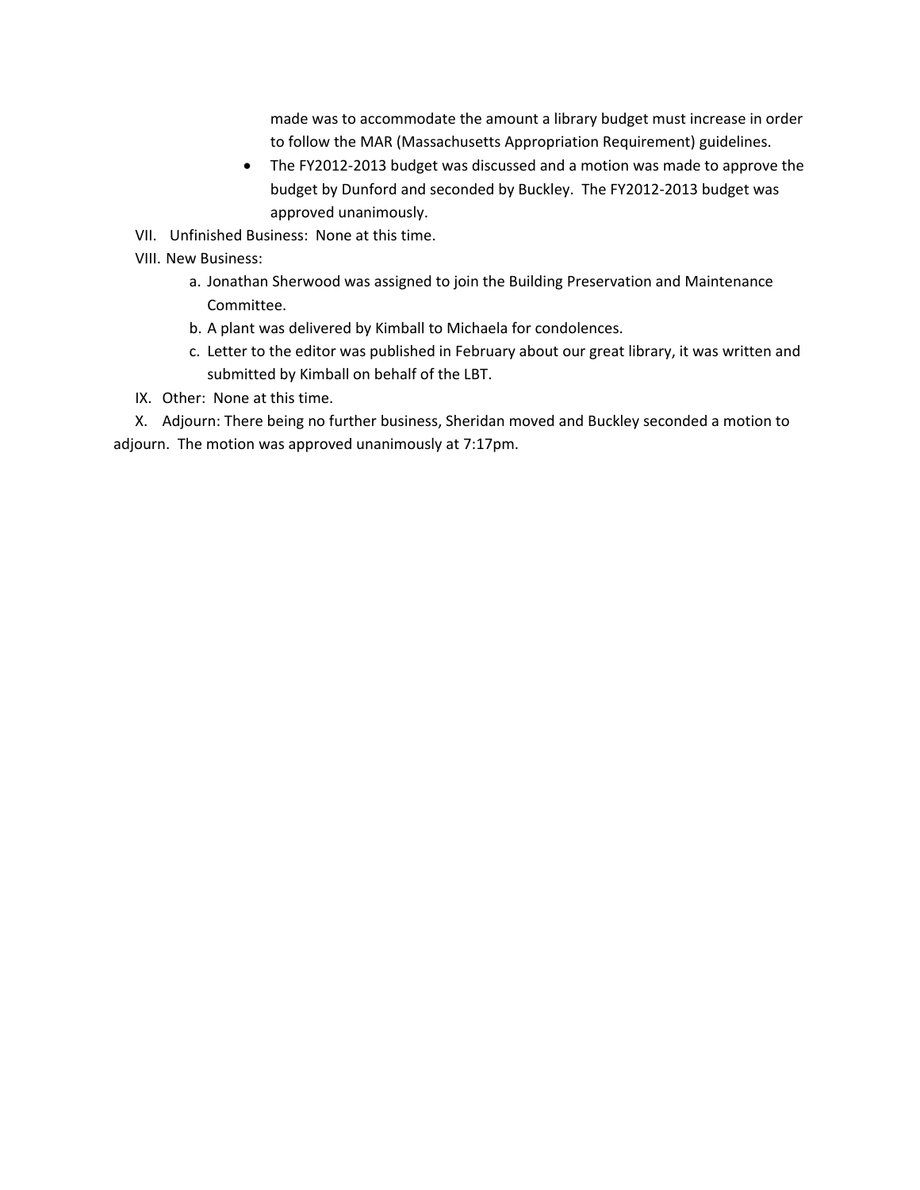made was to accommodate the amount a library budget must increase in order to follow the MAR (Massachusetts Appropriation Requirement) guidelines.

- The FY2012-2013 budget was discussed and a motion was made to approve the budget by Dunford and seconded by Buckley. The FY2012-2013 budget was approved unanimously.

VII. Unfinished Business: None at this time.

VIII. New Business:

a. Jonathan Sherwood was assigned to join the Building Preservation and Maintenance Committee.

b. A plant was delivered by Kimball to Michaela for condolences.

c. Letter to the editor was published in February about our great library, it was written and submitted by Kimball on behalf of the LBT.

IX. Other: None at this time.

X. Adjourn: There being no further business, Sheridan moved and Buckley seconded a motion to adjourn. The motion was approved unanimously at 7:17pm.